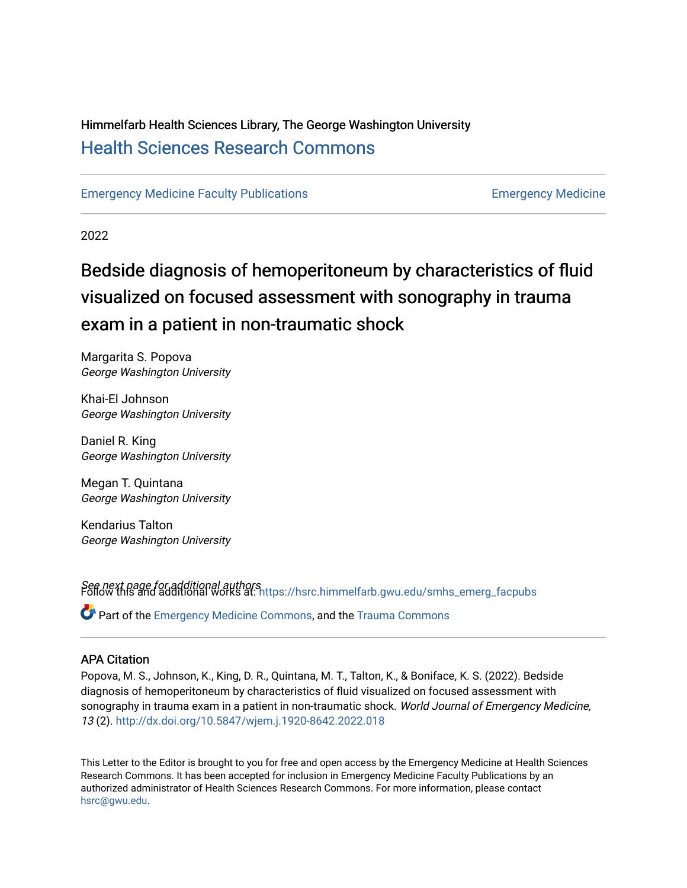Himmelfarb Health Sciences Library, The George Washington University

## Health Sciences Research Commons

Emergency Medicine Faculty Publications | Emergency Medicine

2022

# Bedside diagnosis of hemoperitoneum by characteristics of fluid visualized on focused assessment with sonography in trauma exam in a patient in non-traumatic shock

Margarita S. Popova
*George Washington University*

Khai-El Johnson
*George Washington University*

Daniel R. King
*George Washington University*

Megan T. Quintana
*George Washington University*

Kendarius Talton
*George Washington University*

*See next page for additional authors*

Follow this and additional works at: https://hsrc.himmelfarb.gwu.edu/smhs_emerg_facpubs

Part of the Emergency Medicine Commons, and the Trauma Commons

### APA Citation

Popova, M. S., Johnson, K., King, D. R., Quintana, M. T., Talton, K., & Boniface, K. S. (2022). Bedside diagnosis of hemoperitoneum by characteristics of fluid visualized on focused assessment with sonography in trauma exam in a patient in non-traumatic shock. *World Journal of Emergency Medicine, 13* (2). http://dx.doi.org/10.5847/wjem.j.1920-8642.2022.018

This Letter to the Editor is brought to you for free and open access by the Emergency Medicine at Health Sciences Research Commons. It has been accepted for inclusion in Emergency Medicine Faculty Publications by an authorized administrator of Health Sciences Research Commons. For more information, please contact hsrc@gwu.edu.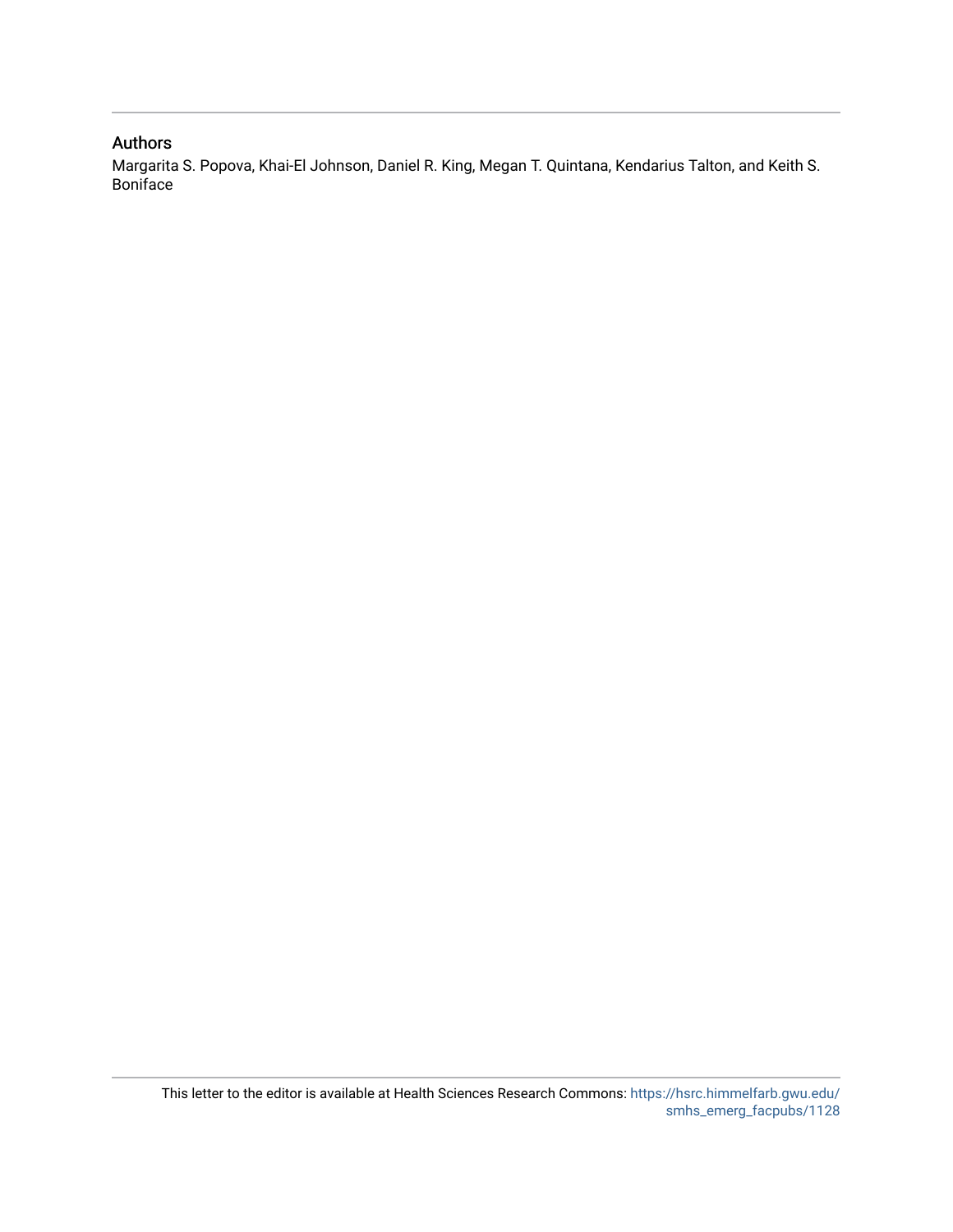## Authors

Margarita S. Popova, Khai-El Johnson, Daniel R. King, Megan T. Quintana, Kendarius Talton, and Keith S. Boniface

This letter to the editor is available at Health Sciences Research Commons: https://hsrc.himmelfarb.gwu.edu/smhs_emerg_facpubs/1128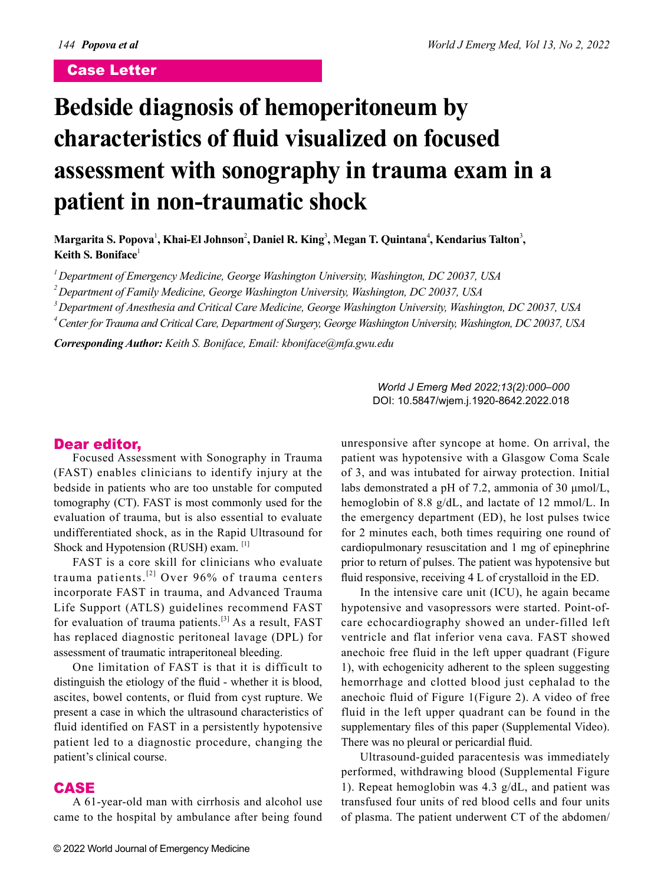Case Letter

# Bedside diagnosis of hemoperitoneum by characteristics of fluid visualized on focused assessment with sonography in trauma exam in a patient in non-traumatic shock

**Margarita S. Popova**[1], **Khai-El Johnson**[2], **Daniel R. King**[3], **Megan T. Quintana**[4], **Kendarius Talton**[3], **Keith S. Boniface**[1]

[1] *Department of Emergency Medicine, George Washington University, Washington, DC 20037, USA*
[2] *Department of Family Medicine, George Washington University, Washington, DC 20037, USA*
[3] *Department of Anesthesia and Critical Care Medicine, George Washington University, Washington, DC 20037, USA*
[4] *Center for Trauma and Critical Care, Department of Surgery, George Washington University, Washington, DC 20037, USA*

***Corresponding Author:*** *Keith S. Boniface, Email: kboniface@mfa.gwu.edu*

*World J Emerg Med 2022;13(2):000–000*
DOI: 10.5847/wjem.j.1920-8642.2022.018

## Dear editor,

Focused Assessment with Sonography in Trauma (FAST) enables clinicians to identify injury at the bedside in patients who are too unstable for computed tomography (CT). FAST is most commonly used for the evaluation of trauma, but is also essential to evaluate undifferentiated shock, as in the Rapid Ultrasound for Shock and Hypotension (RUSH) exam. [1]

FAST is a core skill for clinicians who evaluate trauma patients.[2] Over 96% of trauma centers incorporate FAST in trauma, and Advanced Trauma Life Support (ATLS) guidelines recommend FAST for evaluation of trauma patients.[3] As a result, FAST has replaced diagnostic peritoneal lavage (DPL) for assessment of traumatic intraperitoneal bleeding.

One limitation of FAST is that it is difficult to distinguish the etiology of the fluid - whether it is blood, ascites, bowel contents, or fluid from cyst rupture. We present a case in which the ultrasound characteristics of fluid identified on FAST in a persistently hypotensive patient led to a diagnostic procedure, changing the patient's clinical course.

## CASE

A 61-year-old man with cirrhosis and alcohol use came to the hospital by ambulance after being found unresponsive after syncope at home. On arrival, the patient was hypotensive with a Glasgow Coma Scale of 3, and was intubated for airway protection. Initial labs demonstrated a pH of 7.2, ammonia of 30 μmol/L, hemoglobin of 8.8 g/dL, and lactate of 12 mmol/L. In the emergency department (ED), he lost pulses twice for 2 minutes each, both times requiring one round of cardiopulmonary resuscitation and 1 mg of epinephrine prior to return of pulses. The patient was hypotensive but fluid responsive, receiving 4 L of crystalloid in the ED.

In the intensive care unit (ICU), he again became hypotensive and vasopressors were started. Point-of-care echocardiography showed an under-filled left ventricle and flat inferior vena cava. FAST showed anechoic free fluid in the left upper quadrant (Figure 1), with echogenicity adherent to the spleen suggesting hemorrhage and clotted blood just cephalad to the anechoic fluid of Figure 1(Figure 2). A video of free fluid in the left upper quadrant can be found in the supplementary files of this paper (Supplemental Video). There was no pleural or pericardial fluid.

Ultrasound-guided paracentesis was immediately performed, withdrawing blood (Supplemental Figure 1). Repeat hemoglobin was 4.3 g/dL, and patient was transfused four units of red blood cells and four units of plasma. The patient underwent CT of the abdomen/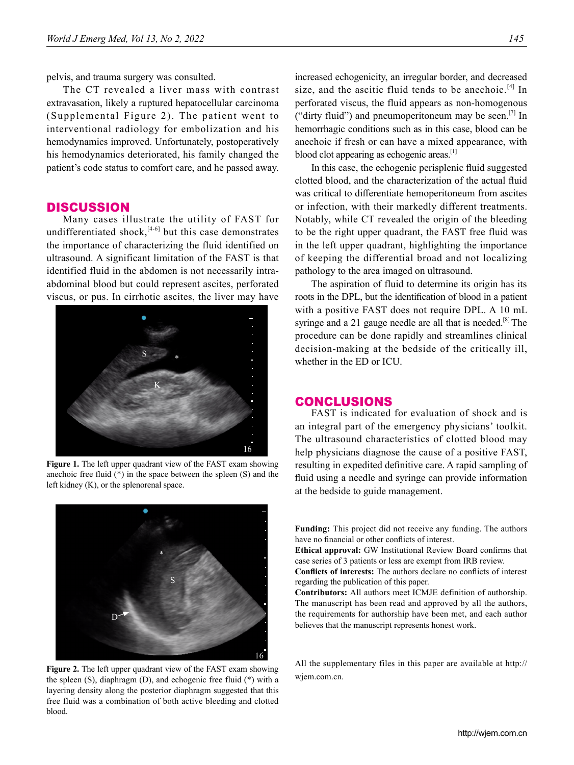pelvis, and trauma surgery was consulted.

The CT revealed a liver mass with contrast extravasation, likely a ruptured hepatocellular carcinoma (Supplemental Figure 2). The patient went to interventional radiology for embolization and his hemodynamics improved. Unfortunately, postoperatively his hemodynamics deteriorated, his family changed the patient's code status to comfort care, and he passed away.

## DISCUSSION

Many cases illustrate the utility of FAST for undifferentiated shock,[4-6] but this case demonstrates the importance of characterizing the fluid identified on ultrasound. A significant limitation of the FAST is that identified fluid in the abdomen is not necessarily intra-abdominal blood but could represent ascites, perforated viscus, or pus. In cirrhotic ascites, the liver may have increased echogenicity, an irregular border, and decreased size, and the ascitic fluid tends to be anechoic.[4] In perforated viscus, the fluid appears as non-homogenous ("dirty fluid") and pneumoperitoneum may be seen.[7] In hemorrhagic conditions such as in this case, blood can be anechoic if fresh or can have a mixed appearance, with blood clot appearing as echogenic areas.[1]

Figure 1. The left upper quadrant view of the FAST exam showing anechoic free fluid (*) in the space between the spleen (S) and the left kidney (K), or the splenorenal space.

Figure 2. The left upper quadrant view of the FAST exam showing the spleen (S), diaphragm (D), and echogenic free fluid (*) with a layering density along the posterior diaphragm suggested that this free fluid was a combination of both active bleeding and clotted blood.

In this case, the echogenic perisplenic fluid suggested clotted blood, and the characterization of the actual fluid was critical to differentiate hemoperitoneum from ascites or infection, with their markedly different treatments. Notably, while CT revealed the origin of the bleeding to be the right upper quadrant, the FAST free fluid was in the left upper quadrant, highlighting the importance of keeping the differential broad and not localizing pathology to the area imaged on ultrasound.

The aspiration of fluid to determine its origin has its roots in the DPL, but the identification of blood in a patient with a positive FAST does not require DPL. A 10 mL syringe and a 21 gauge needle are all that is needed.[8] The procedure can be done rapidly and streamlines clinical decision-making at the bedside of the critically ill, whether in the ED or ICU.

## CONCLUSIONS

FAST is indicated for evaluation of shock and is an integral part of the emergency physicians' toolkit. The ultrasound characteristics of clotted blood may help physicians diagnose the cause of a positive FAST, resulting in expedited definitive care. A rapid sampling of fluid using a needle and syringe can provide information at the bedside to guide management.

**Funding:** This project did not receive any funding. The authors have no financial or other conflicts of interest.

**Ethical approval:** GW Institutional Review Board confirms that case series of 3 patients or less are exempt from IRB review.

**Conflicts of interests:** The authors declare no conflicts of interest regarding the publication of this paper.

**Contributors:** All authors meet ICMJE definition of authorship. The manuscript has been read and approved by all the authors, the requirements for authorship have been met, and each author believes that the manuscript represents honest work.

All the supplementary files in this paper are available at http://wjem.com.cn.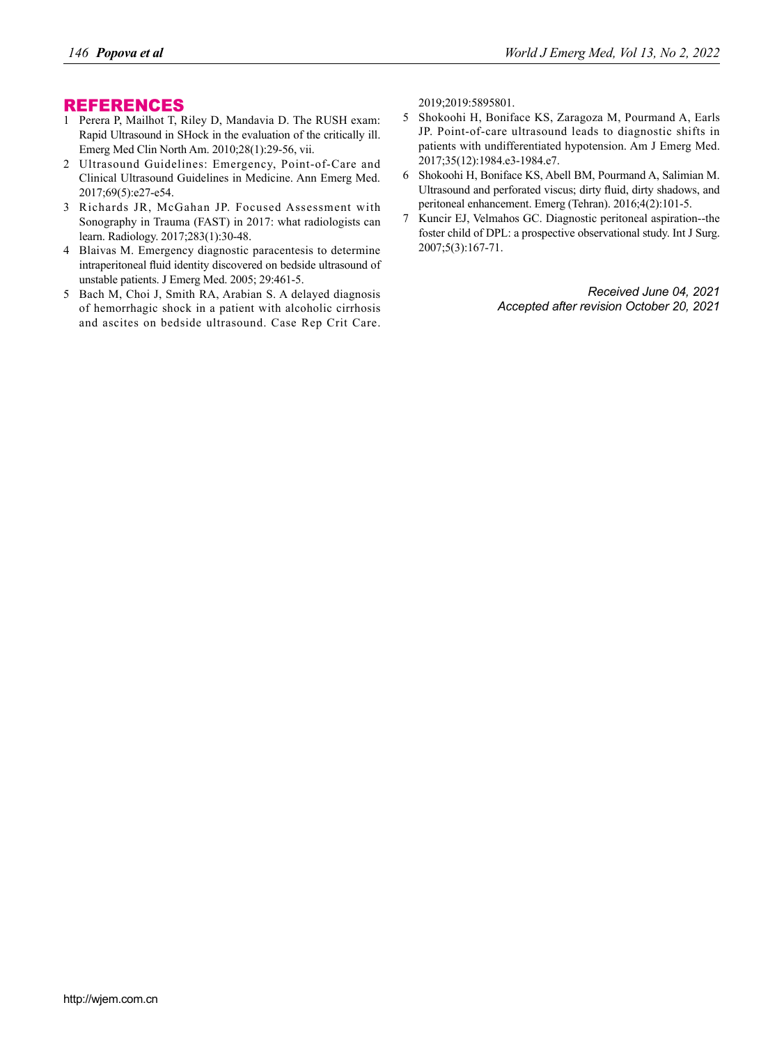## REFERENCES

1. Perera P, Mailhot T, Riley D, Mandavia D. The RUSH exam: Rapid Ultrasound in SHock in the evaluation of the critically ill. Emerg Med Clin North Am. 2010;28(1):29-56, vii.
2. Ultrasound Guidelines: Emergency, Point-of-Care and Clinical Ultrasound Guidelines in Medicine. Ann Emerg Med. 2017;69(5):e27-e54.
3. Richards JR, McGahan JP. Focused Assessment with Sonography in Trauma (FAST) in 2017: what radiologists can learn. Radiology. 2017;283(1):30-48.
4. Blaivas M. Emergency diagnostic paracentesis to determine intraperitoneal fluid identity discovered on bedside ultrasound of unstable patients. J Emerg Med. 2005; 29:461-5.
5. Bach M, Choi J, Smith RA, Arabian S. A delayed diagnosis of hemorrhagic shock in a patient with alcoholic cirrhosis and ascites on bedside ultrasound. Case Rep Crit Care. 2019;2019:5895801.
5. Shokoohi H, Boniface KS, Zaragoza M, Pourmand A, Earls JP. Point-of-care ultrasound leads to diagnostic shifts in patients with undifferentiated hypotension. Am J Emerg Med. 2017;35(12):1984.e3-1984.e7.
6. Shokoohi H, Boniface KS, Abell BM, Pourmand A, Salimian M. Ultrasound and perforated viscus; dirty fluid, dirty shadows, and peritoneal enhancement. Emerg (Tehran). 2016;4(2):101-5.
7. Kuncir EJ, Velmahos GC. Diagnostic peritoneal aspiration--the foster child of DPL: a prospective observational study. Int J Surg. 2007;5(3):167-71.

*Received June 04, 2021*
*Accepted after revision October 20, 2021*